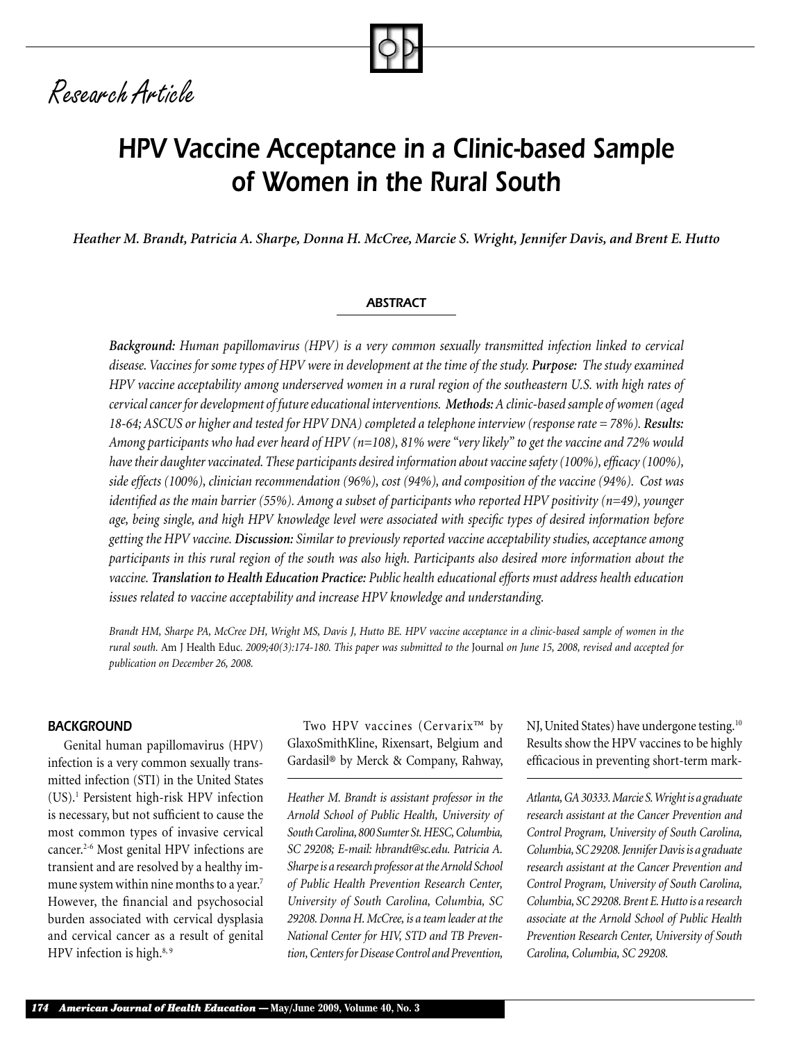Research Article

# HPV Vaccine Acceptance in a Clinic-based Sample of Women in the Rural South

*Heather M. Brandt, Patricia A. Sharpe, Donna H. McCree, Marcie S. Wright, Jennifer Davis, and Brent E. Hutto*

## ABSTRACT

***Background:*** *Human papillomavirus (HPV) is a very common sexually transmitted infection linked to cervical disease. Vaccines for some types of HPV were in development at the time of the study.* ***Purpose:*** *The study examined HPV vaccine acceptability among underserved women in a rural region of the southeastern U.S. with high rates of cervical cancer for development of future educational interventions.* ***Methods:*** *A clinic-based sample of women (aged 18-64; ASCUS or higher and tested for HPV DNA) completed a telephone interview (response rate = 78%).* ***Results:*** *Among participants who had ever heard of HPV (n=108), 81% were "very likely" to get the vaccine and 72% would have their daughter vaccinated. These participants desired information about vaccine safety (100%), efficacy (100%), side effects (100%), clinician recommendation (96%), cost (94%), and composition of the vaccine (94%). Cost was identified as the main barrier (55%). Among a subset of participants who reported HPV positivity (n=49), younger age, being single, and high HPV knowledge level were associated with specific types of desired information before getting the HPV vaccine.* ***Discussion:*** *Similar to previously reported vaccine acceptability studies, acceptance among participants in this rural region of the south was also high. Participants also desired more information about the vaccine.* ***Translation to Health Education Practice:*** *Public health educational efforts must address health education issues related to vaccine acceptability and increase HPV knowledge and understanding.*

*Brandt HM, Sharpe PA, McCree DH, Wright MS, Davis J, Hutto BE. HPV vaccine acceptance in a clinic-based sample of women in the rural south.* Am J Health Educ. *2009;40(3):174-180. This paper was submitted to the* Journal *on June 15, 2008, revised and accepted for publication on December 26, 2008.*

## BACKGROUND

Genital human papillomavirus (HPV) infection is a very common sexually transmitted infection (STI) in the United States (US).[1] Persistent high-risk HPV infection is necessary, but not sufficient to cause the most common types of invasive cervical cancer.[2-6] Most genital HPV infections are transient and are resolved by a healthy immune system within nine months to a year.[7] However, the financial and psychosocial burden associated with cervical dysplasia and cervical cancer as a result of genital HPV infection is high.[8,9]

Two HPV vaccines (Cervarix™ by GlaxoSmithKline, Rixensart, Belgium and Gardasil® by Merck & Company, Rahway, NJ, United States) have undergone testing.[10] Results show the HPV vaccines to be highly efficacious in preventing short-term mark-

*Heather M. Brandt is assistant professor in the Arnold School of Public Health, University of South Carolina, 800 Sumter St. HESC, Columbia, SC 29208; E-mail: hbrandt@sc.edu. Patricia A. Sharpe is a research professor at the Arnold School of Public Health Prevention Research Center, University of South Carolina, Columbia, SC 29208. Donna H. McCree, is a team leader at the National Center for HIV, STD and TB Prevention, Centers for Disease Control and Prevention, Atlanta, GA 30333. Marcie S. Wright is a graduate research assistant at the Cancer Prevention and Control Program, University of South Carolina, Columbia, SC 29208. Jennifer Davis is a graduate research assistant at the Cancer Prevention and Control Program, University of South Carolina, Columbia, SC 29208. Brent E. Hutto is a research associate at the Arnold School of Public Health Prevention Research Center, University of South Carolina, Columbia, SC 29208.*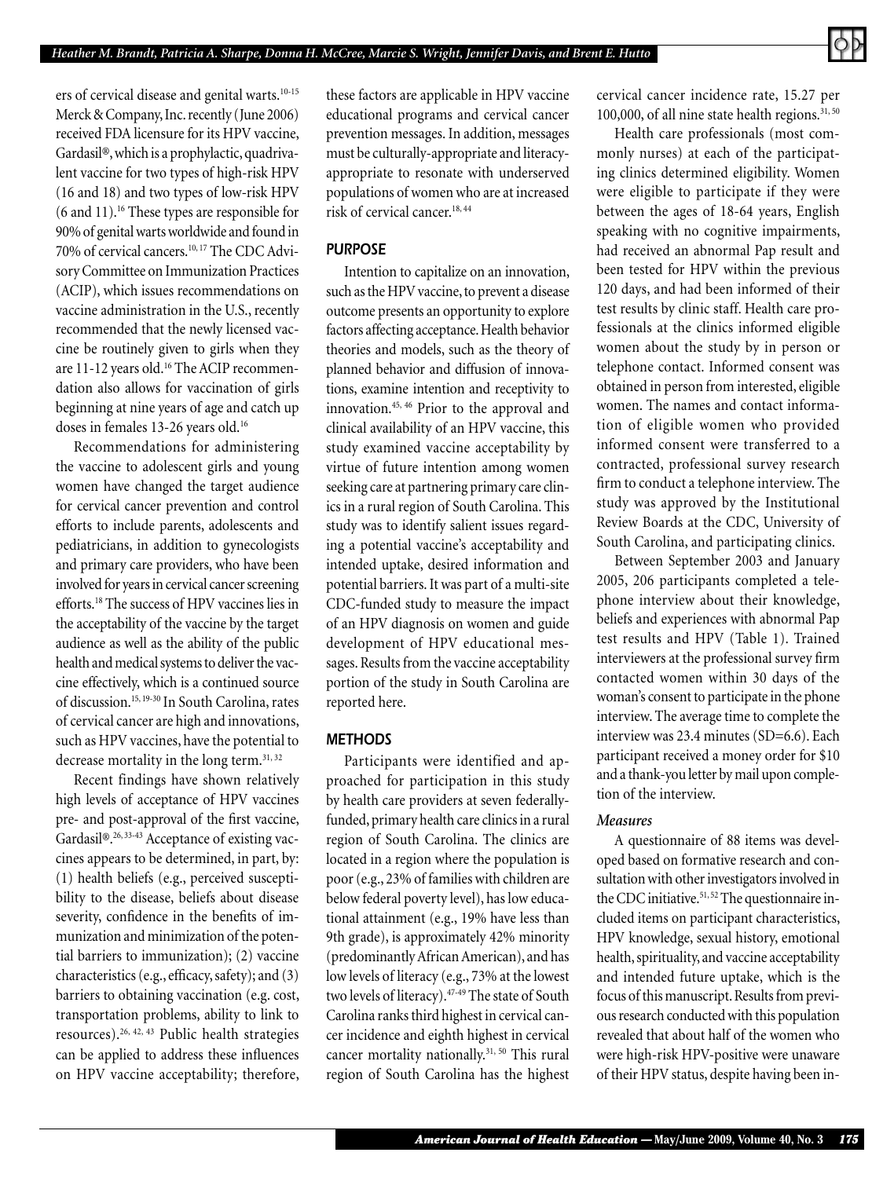ers of cervical disease and genital warts.[10-15] Merck & Company, Inc. recently (June 2006) received FDA licensure for its HPV vaccine, Gardasil®, which is a prophylactic, quadrivalent vaccine for two types of high-risk HPV (16 and 18) and two types of low-risk HPV (6 and 11).[16] These types are responsible for 90% of genital warts worldwide and found in 70% of cervical cancers.[10,17] The CDC Advisory Committee on Immunization Practices (ACIP), which issues recommendations on vaccine administration in the U.S., recently recommended that the newly licensed vaccine be routinely given to girls when they are 11-12 years old.[16] The ACIP recommendation also allows for vaccination of girls beginning at nine years of age and catch up doses in females 13-26 years old.[16]

Recommendations for administering the vaccine to adolescent girls and young women have changed the target audience for cervical cancer prevention and control efforts to include parents, adolescents and pediatricians, in addition to gynecologists and primary care providers, who have been involved for years in cervical cancer screening efforts.[18] The success of HPV vaccines lies in the acceptability of the vaccine by the target audience as well as the ability of the public health and medical systems to deliver the vaccine effectively, which is a continued source of discussion.[15,19-30] In South Carolina, rates of cervical cancer are high and innovations, such as HPV vaccines, have the potential to decrease mortality in the long term.[31,32]

Recent findings have shown relatively high levels of acceptance of HPV vaccines pre- and post-approval of the first vaccine, Gardasil®.[26,33-43] Acceptance of existing vaccines appears to be determined, in part, by: (1) health beliefs (e.g., perceived susceptibility to the disease, beliefs about disease severity, confidence in the benefits of immunization and minimization of the potential barriers to immunization); (2) vaccine characteristics (e.g., efficacy, safety); and (3) barriers to obtaining vaccination (e.g. cost, transportation problems, ability to link to resources).[26,42,43] Public health strategies can be applied to address these influences on HPV vaccine acceptability; therefore, these factors are applicable in HPV vaccine educational programs and cervical cancer prevention messages. In addition, messages must be culturally-appropriate and literacy-appropriate to resonate with underserved populations of women who are at increased risk of cervical cancer.[18,44]

## PURPOSE

Intention to capitalize on an innovation, such as the HPV vaccine, to prevent a disease outcome presents an opportunity to explore factors affecting acceptance. Health behavior theories and models, such as the theory of planned behavior and diffusion of innovations, examine intention and receptivity to innovation.[45,46] Prior to the approval and clinical availability of an HPV vaccine, this study examined vaccine acceptability by virtue of future intention among women seeking care at partnering primary care clinics in a rural region of South Carolina. This study was to identify salient issues regarding a potential vaccine's acceptability and intended uptake, desired information and potential barriers. It was part of a multi-site CDC-funded study to measure the impact of an HPV diagnosis on women and guide development of HPV educational messages. Results from the vaccine acceptability portion of the study in South Carolina are reported here.

## METHODS

Participants were identified and approached for participation in this study by health care providers at seven federally-funded, primary health care clinics in a rural region of South Carolina. The clinics are located in a region where the population is poor (e.g., 23% of families with children are below federal poverty level), has low educational attainment (e.g., 19% have less than 9th grade), is approximately 42% minority (predominantly African American), and has low levels of literacy (e.g., 73% at the lowest two levels of literacy).[47-49] The state of South Carolina ranks third highest in cervical cancer incidence and eighth highest in cervical cancer mortality nationally.[31,50] This rural region of South Carolina has the highest cervical cancer incidence rate, 15.27 per 100,000, of all nine state health regions.[31,50]

Health care professionals (most commonly nurses) at each of the participating clinics determined eligibility. Women were eligible to participate if they were between the ages of 18-64 years, English speaking with no cognitive impairments, had received an abnormal Pap result and been tested for HPV within the previous 120 days, and had been informed of their test results by clinic staff. Health care professionals at the clinics informed eligible women about the study by in person or telephone contact. Informed consent was obtained in person from interested, eligible women. The names and contact information of eligible women who provided informed consent were transferred to a contracted, professional survey research firm to conduct a telephone interview. The study was approved by the Institutional Review Boards at the CDC, University of South Carolina, and participating clinics.

Between September 2003 and January 2005, 206 participants completed a telephone interview about their knowledge, beliefs and experiences with abnormal Pap test results and HPV (Table 1). Trained interviewers at the professional survey firm contacted women within 30 days of the woman's consent to participate in the phone interview. The average time to complete the interview was 23.4 minutes (SD=6.6). Each participant received a money order for $10 and a thank-you letter by mail upon completion of the interview.

### *Measures*

A questionnaire of 88 items was developed based on formative research and consultation with other investigators involved in the CDC initiative.[51,52] The questionnaire included items on participant characteristics, HPV knowledge, sexual history, emotional health, spirituality, and vaccine acceptability and intended future uptake, which is the focus of this manuscript. Results from previous research conducted with this population revealed that about half of the women who were high-risk HPV-positive were unaware of their HPV status, despite having been in-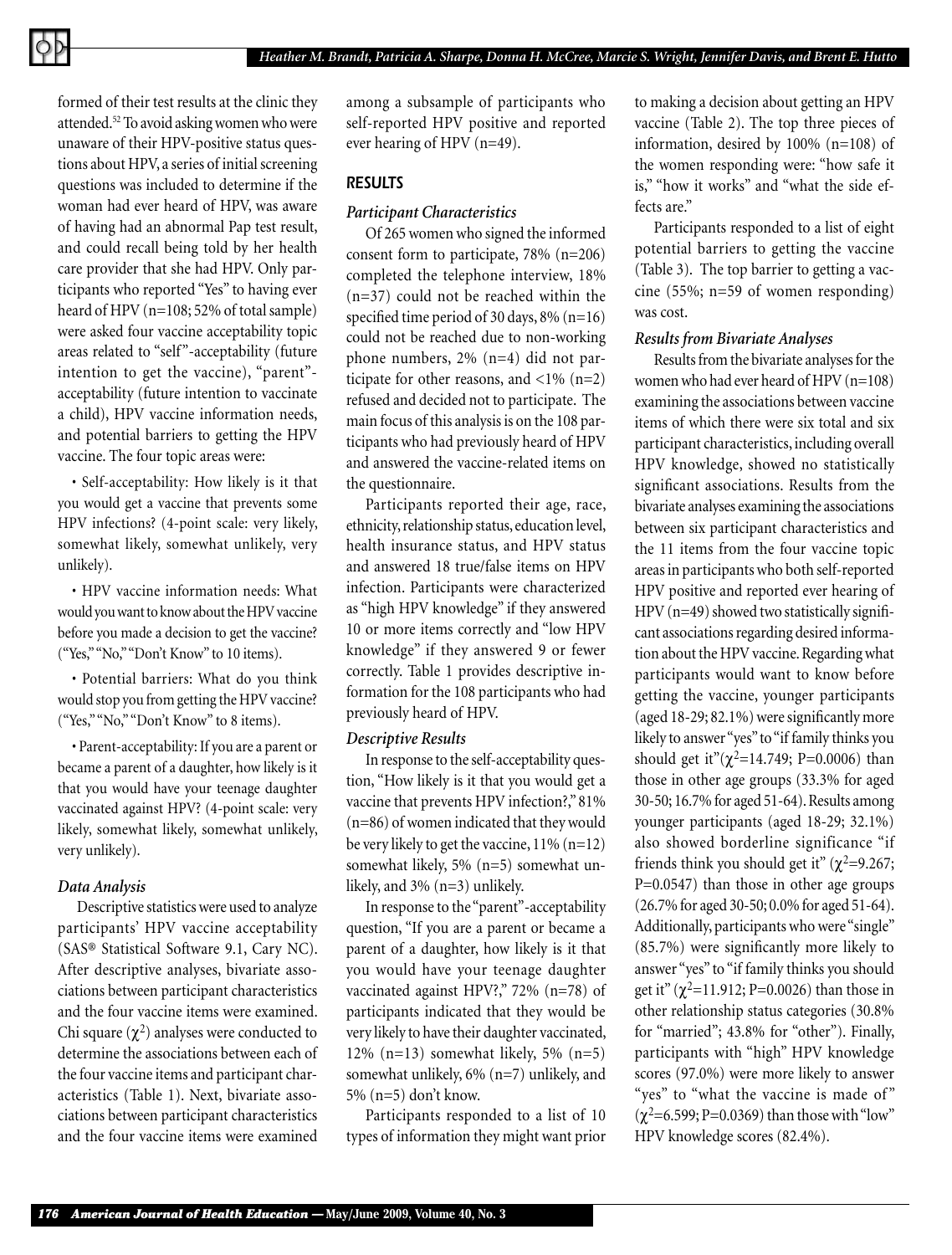formed of their test results at the clinic they attended.[52] To avoid asking women who were unaware of their HPV-positive status questions about HPV, a series of initial screening questions was included to determine if the woman had ever heard of HPV, was aware of having had an abnormal Pap test result, and could recall being told by her health care provider that she had HPV. Only participants who reported "Yes" to having ever heard of HPV (n=108; 52% of total sample) were asked four vaccine acceptability topic areas related to "self"-acceptability (future intention to get the vaccine), "parent"-acceptability (future intention to vaccinate a child), HPV vaccine information needs, and potential barriers to getting the HPV vaccine. The four topic areas were:

• Self-acceptability: How likely is it that you would get a vaccine that prevents some HPV infections? (4-point scale: very likely, somewhat likely, somewhat unlikely, very unlikely).

• HPV vaccine information needs: What would you want to know about the HPV vaccine before you made a decision to get the vaccine? ("Yes," "No," "Don't Know" to 10 items).

• Potential barriers: What do you think would stop you from getting the HPV vaccine? ("Yes," "No," "Don't Know" to 8 items).

• Parent-acceptability: If you are a parent or became a parent of a daughter, how likely is it that you would have your teenage daughter vaccinated against HPV? (4-point scale: very likely, somewhat likely, somewhat unlikely, very unlikely).

### *Data Analysis*

Descriptive statistics were used to analyze participants' HPV vaccine acceptability (SAS® Statistical Software 9.1, Cary NC). After descriptive analyses, bivariate associations between participant characteristics and the four vaccine items were examined. Chi square ($\chi^2$) analyses were conducted to determine the associations between each of the four vaccine items and participant characteristics (Table 1). Next, bivariate associations between participant characteristics and the four vaccine items were examined among a subsample of participants who self-reported HPV positive and reported ever hearing of HPV (n=49).

## RESULTS

### *Participant Characteristics*

Of 265 women who signed the informed consent form to participate, 78% (n=206) completed the telephone interview, 18% (n=37) could not be reached within the specified time period of 30 days, 8% (n=16) could not be reached due to non-working phone numbers, 2% (n=4) did not participate for other reasons, and <1% (n=2) refused and decided not to participate. The main focus of this analysis is on the 108 participants who had previously heard of HPV and answered the vaccine-related items on the questionnaire.

Participants reported their age, race, ethnicity, relationship status, education level, health insurance status, and HPV status and answered 18 true/false items on HPV infection. Participants were characterized as "high HPV knowledge" if they answered 10 or more items correctly and "low HPV knowledge" if they answered 9 or fewer correctly. Table 1 provides descriptive information for the 108 participants who had previously heard of HPV.

### *Descriptive Results*

In response to the self-acceptability question, "How likely is it that you would get a vaccine that prevents HPV infection?," 81% (n=86) of women indicated that they would be very likely to get the vaccine, 11% (n=12) somewhat likely, 5% (n=5) somewhat unlikely, and 3% (n=3) unlikely.

In response to the "parent"-acceptability question, "If you are a parent or became a parent of a daughter, how likely is it that you would have your teenage daughter vaccinated against HPV?," 72% (n=78) of participants indicated that they would be very likely to have their daughter vaccinated, 12% (n=13) somewhat likely, 5% (n=5) somewhat unlikely, 6% (n=7) unlikely, and 5% (n=5) don't know.

Participants responded to a list of 10 types of information they might want prior to making a decision about getting an HPV vaccine (Table 2). The top three pieces of information, desired by 100% (n=108) of the women responding were: "how safe it is," "how it works" and "what the side effects are."

Participants responded to a list of eight potential barriers to getting the vaccine (Table 3). The top barrier to getting a vaccine (55%; n=59 of women responding) was cost.

### *Results from Bivariate Analyses*

Results from the bivariate analyses for the women who had ever heard of HPV (n=108) examining the associations between vaccine items of which there were six total and six participant characteristics, including overall HPV knowledge, showed no statistically significant associations. Results from the bivariate analyses examining the associations between six participant characteristics and the 11 items from the four vaccine topic areas in participants who both self-reported HPV positive and reported ever hearing of HPV (n=49) showed two statistically significant associations regarding desired information about the HPV vaccine. Regarding what participants would want to know before getting the vaccine, younger participants (aged 18-29; 82.1%) were significantly more likely to answer "yes" to "if family thinks you should get it"($\chi^2$=14.749; P=0.0006) than those in other age groups (33.3% for aged 30-50; 16.7% for aged 51-64). Results among younger participants (aged 18-29; 32.1%) also showed borderline significance "if friends think you should get it" ($\chi^2$=9.267; P=0.0547) than those in other age groups (26.7% for aged 30-50; 0.0% for aged 51-64). Additionally, participants who were "single" (85.7%) were significantly more likely to answer "yes" to "if family thinks you should get it" ($\chi^2$=11.912; P=0.0026) than those in other relationship status categories (30.8% for "married"; 43.8% for "other"). Finally, participants with "high" HPV knowledge scores (97.0%) were more likely to answer "yes" to "what the vaccine is made of" ($\chi^2$=6.599; P=0.0369) than those with "low" HPV knowledge scores (82.4%).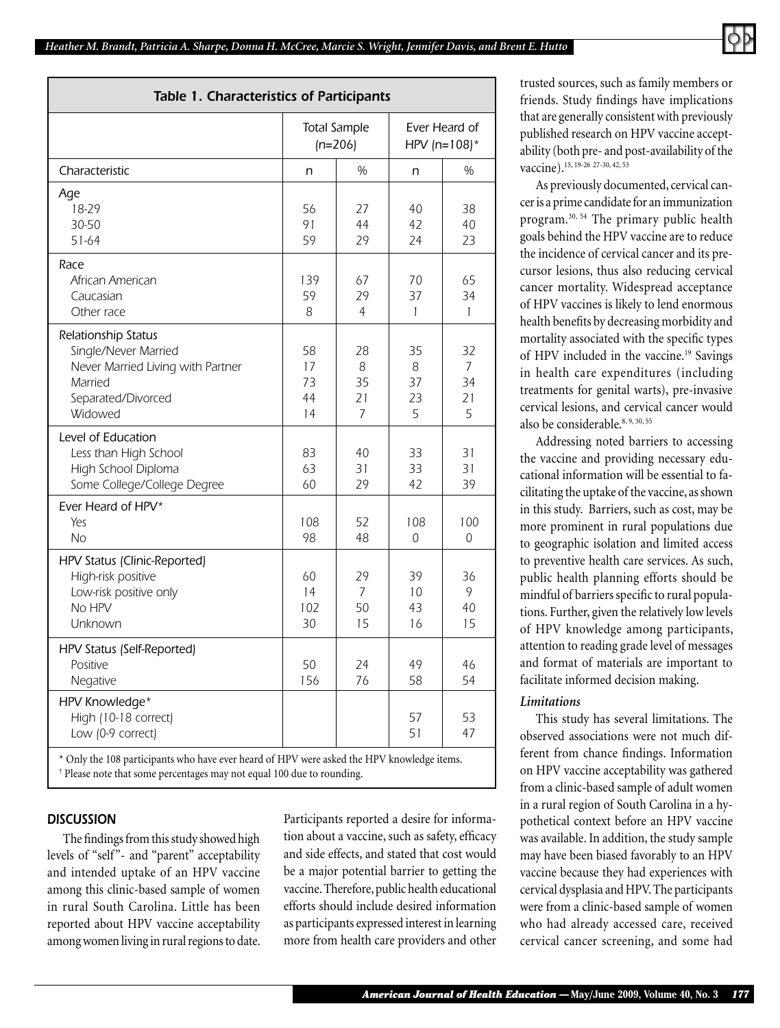**Table 1. Characteristics of Participants**

| | Total Sample (n=206) | | Ever Heard of HPV (n=108)* | |
|---|---|---|---|---|
| Characteristic | n | % | n | % |
| **Age** | | | | |
| 18-29 | 56 | 27 | 40 | 38 |
| 30-50 | 91 | 44 | 42 | 40 |
| 51-64 | 59 | 29 | 24 | 23 |
| **Race** | | | | |
| African American | 139 | 67 | 70 | 65 |
| Caucasian | 59 | 29 | 37 | 34 |
| Other race | 8 | 4 | 1 | 1 |
| **Relationship Status** | | | | |
| Single/Never Married | 58 | 28 | 35 | 32 |
| Never Married Living with Partner | 17 | 8 | 8 | 7 |
| Married | 73 | 35 | 37 | 34 |
| Separated/Divorced | 44 | 21 | 23 | 21 |
| Widowed | 14 | 7 | 5 | 5 |
| **Level of Education** | | | | |
| Less than High School | 83 | 40 | 33 | 31 |
| High School Diploma | 63 | 31 | 33 | 31 |
| Some College/College Degree | 60 | 29 | 42 | 39 |
| **Ever Heard of HPV*** | | | | |
| Yes | 108 | 52 | 108 | 100 |
| No | 98 | 48 | 0 | 0 |
| **HPV Status (Clinic-Reported)** | | | | |
| High-risk positive | 60 | 29 | 39 | 36 |
| Low-risk positive only | 14 | 7 | 10 | 9 |
| No HPV | 102 | 50 | 43 | 40 |
| Unknown | 30 | 15 | 16 | 15 |
| **HPV Status (Self-Reported)** | | | | |
| Positive | 50 | 24 | 49 | 46 |
| Negative | 156 | 76 | 58 | 54 |
| **HPV Knowledge*** | | | | |
| High (10-18 correct) | | | 57 | 53 |
| Low (0-9 correct) | | | 51 | 47 |

\* Only the 108 participants who have ever heard of HPV were asked the HPV knowledge items.
† Please note that some percentages may not equal 100 due to rounding.

## DISCUSSION

The findings from this study showed high levels of "self"- and "parent" acceptability and intended uptake of an HPV vaccine among this clinic-based sample of women in rural South Carolina. Little has been reported about HPV vaccine acceptability among women living in rural regions to date. Participants reported a desire for information about a vaccine, such as safety, efficacy and side effects, and stated that cost would be a major potential barrier to getting the vaccine. Therefore, public health educational efforts should include desired information as participants expressed interest in learning more from health care providers and other trusted sources, such as family members or friends. Study findings have implications that are generally consistent with previously published research on HPV vaccine acceptability (both pre- and post-availability of the vaccine).[15, 19-26 27-30, 42, 53]

As previously documented, cervical cancer is a prime candidate for an immunization program.[30, 54] The primary public health goals behind the HPV vaccine are to reduce the incidence of cervical cancer and its precursor lesions, thus also reducing cervical cancer mortality. Widespread acceptance of HPV vaccines is likely to lend enormous health benefits by decreasing morbidity and mortality associated with the specific types of HPV included in the vaccine.[19] Savings in health care expenditures (including treatments for genital warts), pre-invasive cervical lesions, and cervical cancer would also be considerable.[8, 9, 30, 55]

Addressing noted barriers to accessing the vaccine and providing necessary educational information will be essential to facilitating the uptake of the vaccine, as shown in this study. Barriers, such as cost, may be more prominent in rural populations due to geographic isolation and limited access to preventive health care services. As such, public health planning efforts should be mindful of barriers specific to rural populations. Further, given the relatively low levels of HPV knowledge among participants, attention to reading grade level of messages and format of materials are important to facilitate informed decision making.

### *Limitations*

This study has several limitations. The observed associations were not much different from chance findings. Information on HPV vaccine acceptability was gathered from a clinic-based sample of adult women in a rural region of South Carolina in a hypothetical context before an HPV vaccine was available. In addition, the study sample may have been biased favorably to an HPV vaccine because they had experiences with cervical dysplasia and HPV. The participants were from a clinic-based sample of women who had already accessed care, received cervical cancer screening, and some had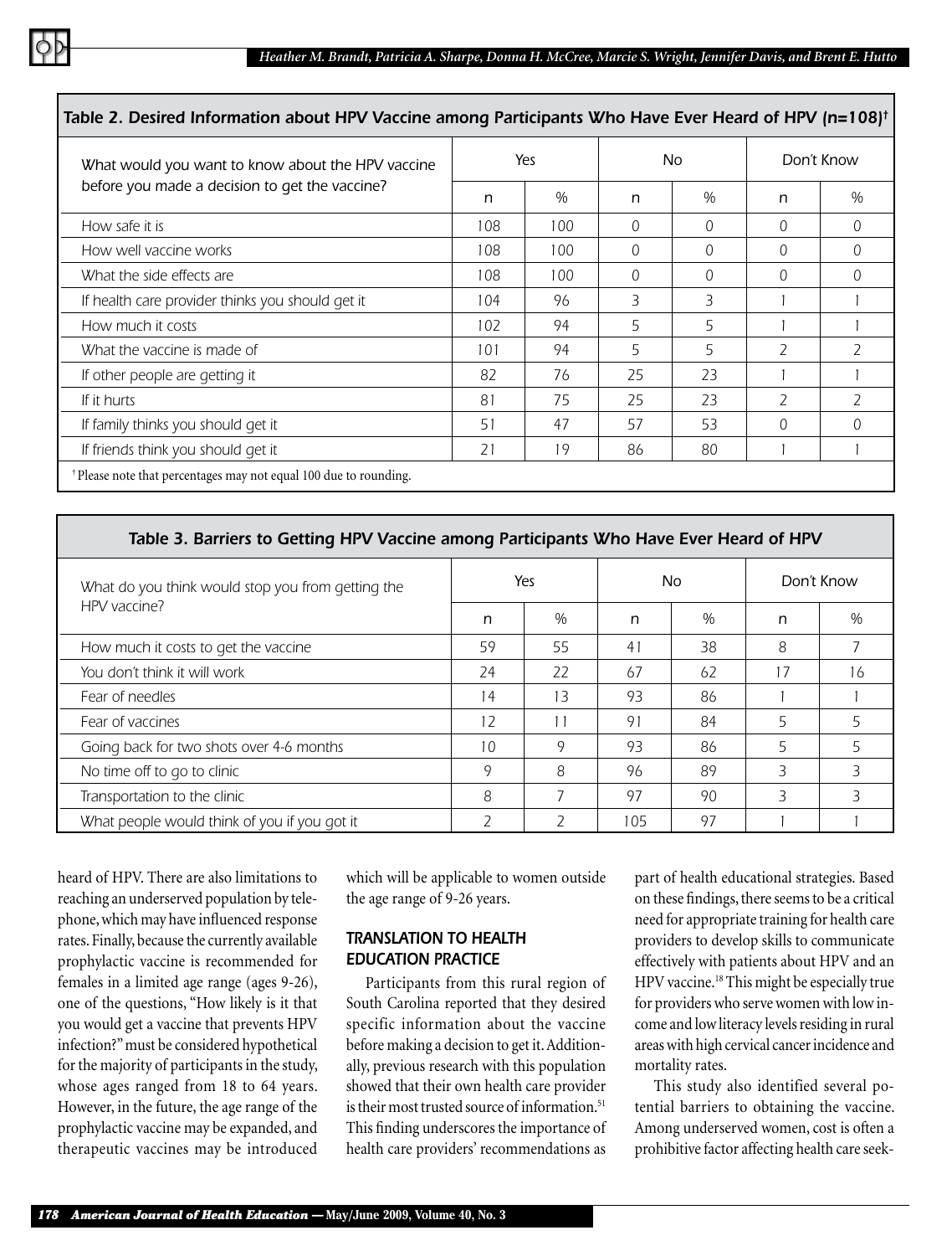**Table 2. Desired Information about HPV Vaccine among Participants Who Have Ever Heard of HPV (n=108)[†]**

| What would you want to know about the HPV vaccine before you made a decision to get the vaccine? | Yes | | No | | Don't Know | |
|---|---|---|---|---|---|---|
| | n | % | n | % | n | % |
| How safe it is | 108 | 100 | 0 | 0 | 0 | 0 |
| How well vaccine works | 108 | 100 | 0 | 0 | 0 | 0 |
| What the side effects are | 108 | 100 | 0 | 0 | 0 | 0 |
| If health care provider thinks you should get it | 104 | 96 | 3 | 3 | 1 | 1 |
| How much it costs | 102 | 94 | 5 | 5 | 1 | 1 |
| What the vaccine is made of | 101 | 94 | 5 | 5 | 2 | 2 |
| If other people are getting it | 82 | 76 | 25 | 23 | 1 | 1 |
| If it hurts | 81 | 75 | 25 | 23 | 2 | 2 |
| If family thinks you should get it | 51 | 47 | 57 | 53 | 0 | 0 |
| If friends think you should get it | 21 | 19 | 86 | 80 | 1 | 1 |

[†]Please note that percentages may not equal 100 due to rounding.

**Table 3. Barriers to Getting HPV Vaccine among Participants Who Have Ever Heard of HPV**

| What do you think would stop you from getting the HPV vaccine? | Yes | | No | | Don't Know | |
|---|---|---|---|---|---|---|
| | n | % | n | % | n | % |
| How much it costs to get the vaccine | 59 | 55 | 41 | 38 | 8 | 7 |
| You don't think it will work | 24 | 22 | 67 | 62 | 17 | 16 |
| Fear of needles | 14 | 13 | 93 | 86 | 1 | 1 |
| Fear of vaccines | 12 | 11 | 91 | 84 | 5 | 5 |
| Going back for two shots over 4-6 months | 10 | 9 | 93 | 86 | 5 | 5 |
| No time off to go to clinic | 9 | 8 | 96 | 89 | 3 | 3 |
| Transportation to the clinic | 8 | 7 | 97 | 90 | 3 | 3 |
| What people would think of you if you got it | 2 | 2 | 105 | 97 | 1 | 1 |

heard of HPV. There are also limitations to reaching an underserved population by telephone, which may have influenced response rates. Finally, because the currently available prophylactic vaccine is recommended for females in a limited age range (ages 9-26), one of the questions, "How likely is it that you would get a vaccine that prevents HPV infection?" must be considered hypothetical for the majority of participants in the study, whose ages ranged from 18 to 64 years. However, in the future, the age range of the prophylactic vaccine may be expanded, and therapeutic vaccines may be introduced which will be applicable to women outside the age range of 9-26 years.

## TRANSLATION TO HEALTH EDUCATION PRACTICE

Participants from this rural region of South Carolina reported that they desired specific information about the vaccine before making a decision to get it. Additionally, previous research with this population showed that their own health care provider is their most trusted source of information.[51] This finding underscores the importance of health care providers' recommendations as part of health educational strategies. Based on these findings, there seems to be a critical need for appropriate training for health care providers to develop skills to communicate effectively with patients about HPV and an HPV vaccine.[18] This might be especially true for providers who serve women with low income and low literacy levels residing in rural areas with high cervical cancer incidence and mortality rates.

This study also identified several potential barriers to obtaining the vaccine. Among underserved women, cost is often a prohibitive factor affecting health care seek-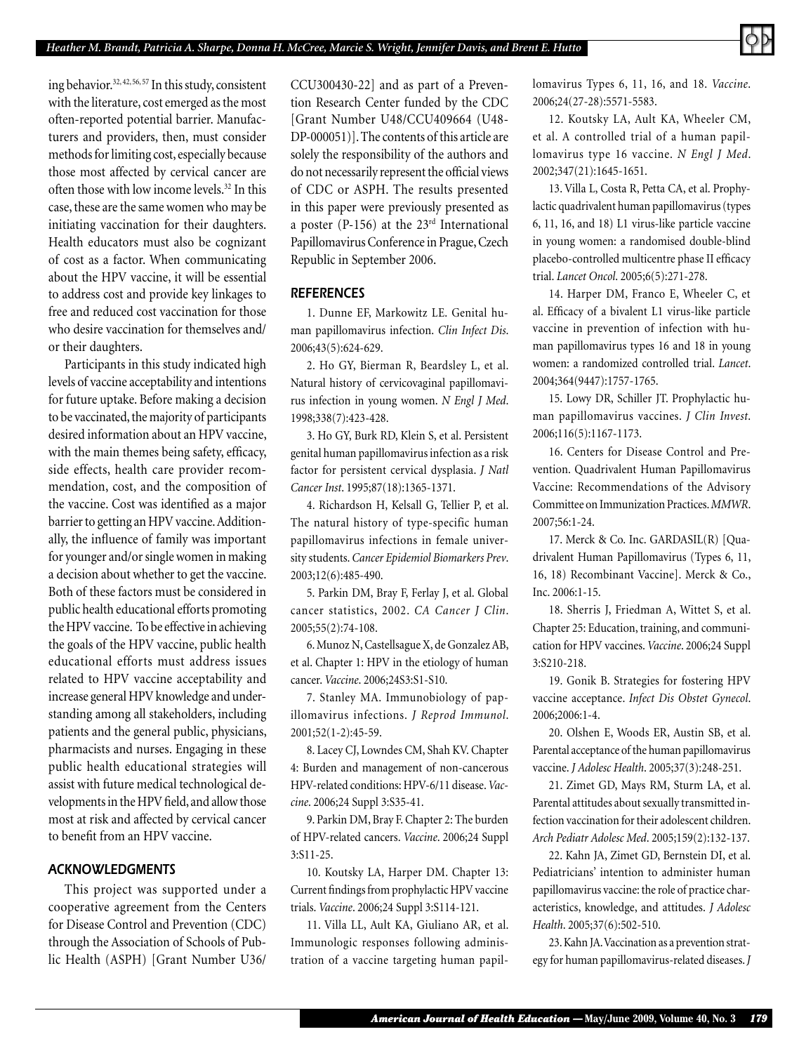ing behavior.[32,42,56,57] In this study, consistent with the literature, cost emerged as the most often-reported potential barrier. Manufacturers and providers, then, must consider methods for limiting cost, especially because those most affected by cervical cancer are often those with low income levels.[32] In this case, these are the same women who may be initiating vaccination for their daughters. Health educators must also be cognizant of cost as a factor. When communicating about the HPV vaccine, it will be essential to address cost and provide key linkages to free and reduced cost vaccination for those who desire vaccination for themselves and/or their daughters.

Participants in this study indicated high levels of vaccine acceptability and intentions for future uptake. Before making a decision to be vaccinated, the majority of participants desired information about an HPV vaccine, with the main themes being safety, efficacy, side effects, health care provider recommendation, cost, and the composition of the vaccine. Cost was identified as a major barrier to getting an HPV vaccine. Additionally, the influence of family was important for younger and/or single women in making a decision about whether to get the vaccine. Both of these factors must be considered in public health educational efforts promoting the HPV vaccine. To be effective in achieving the goals of the HPV vaccine, public health educational efforts must address issues related to HPV vaccine acceptability and increase general HPV knowledge and understanding among all stakeholders, including patients and the general public, physicians, pharmacists and nurses. Engaging in these public health educational strategies will assist with future medical technological developments in the HPV field, and allow those most at risk and affected by cervical cancer to benefit from an HPV vaccine.

## ACKNOWLEDGMENTS

This project was supported under a cooperative agreement from the Centers for Disease Control and Prevention (CDC) through the Association of Schools of Public Health (ASPH) [Grant Number U36/CCU300430-22] and as part of a Prevention Research Center funded by the CDC [Grant Number U48/CCU409664 (U48-DP-000051)]. The contents of this article are solely the responsibility of the authors and do not necessarily represent the official views of CDC or ASPH. The results presented in this paper were previously presented as a poster (P-156) at the 23rd International Papillomavirus Conference in Prague, Czech Republic in September 2006.

## REFERENCES

1. Dunne EF, Markowitz LE. Genital human papillomavirus infection. *Clin Infect Dis*. 2006;43(5):624-629.

2. Ho GY, Bierman R, Beardsley L, et al. Natural history of cervicovaginal papillomavirus infection in young women. *N Engl J Med*. 1998;338(7):423-428.

3. Ho GY, Burk RD, Klein S, et al. Persistent genital human papillomavirus infection as a risk factor for persistent cervical dysplasia. *J Natl Cancer Inst*. 1995;87(18):1365-1371.

4. Richardson H, Kelsall G, Tellier P, et al. The natural history of type-specific human papillomavirus infections in female university students. *Cancer Epidemiol Biomarkers Prev*. 2003;12(6):485-490.

5. Parkin DM, Bray F, Ferlay J, et al. Global cancer statistics, 2002. *CA Cancer J Clin*. 2005;55(2):74-108.

6. Munoz N, Castellsague X, de Gonzalez AB, et al. Chapter 1: HPV in the etiology of human cancer. *Vaccine*. 2006;24S3:S1-S10.

7. Stanley MA. Immunobiology of papillomavirus infections. *J Reprod Immunol*. 2001;52(1-2):45-59.

8. Lacey CJ, Lowndes CM, Shah KV. Chapter 4: Burden and management of non-cancerous HPV-related conditions: HPV-6/11 disease. *Vaccine*. 2006;24 Suppl 3:S35-41.

9. Parkin DM, Bray F. Chapter 2: The burden of HPV-related cancers. *Vaccine*. 2006;24 Suppl 3:S11-25.

10. Koutsky LA, Harper DM. Chapter 13: Current findings from prophylactic HPV vaccine trials. *Vaccine*. 2006;24 Suppl 3:S114-121.

11. Villa LL, Ault KA, Giuliano AR, et al. Immunologic responses following administration of a vaccine targeting human papillomavirus Types 6, 11, 16, and 18. *Vaccine*. 2006;24(27-28):5571-5583.

12. Koutsky LA, Ault KA, Wheeler CM, et al. A controlled trial of a human papillomavirus type 16 vaccine. *N Engl J Med*. 2002;347(21):1645-1651.

13. Villa L, Costa R, Petta CA, et al. Prophylactic quadrivalent human papillomavirus (types 6, 11, 16, and 18) L1 virus-like particle vaccine in young women: a randomised double-blind placebo-controlled multicentre phase II efficacy trial. *Lancet Oncol*. 2005;6(5):271-278.

14. Harper DM, Franco E, Wheeler C, et al. Efficacy of a bivalent L1 virus-like particle vaccine in prevention of infection with human papillomavirus types 16 and 18 in young women: a randomized controlled trial. *Lancet*. 2004;364(9447):1757-1765.

15. Lowy DR, Schiller JT. Prophylactic human papillomavirus vaccines. *J Clin Invest*. 2006;116(5):1167-1173.

16. Centers for Disease Control and Prevention. Quadrivalent Human Papillomavirus Vaccine: Recommendations of the Advisory Committee on Immunization Practices. *MMWR*. 2007;56:1-24.

17. Merck & Co. Inc. GARDASIL(R) [Quadrivalent Human Papillomavirus (Types 6, 11, 16, 18) Recombinant Vaccine]. Merck & Co., Inc. 2006:1-15.

18. Sherris J, Friedman A, Wittet S, et al. Chapter 25: Education, training, and communication for HPV vaccines. *Vaccine*. 2006;24 Suppl 3:S210-218.

19. Gonik B. Strategies for fostering HPV vaccine acceptance. *Infect Dis Obstet Gynecol*. 2006;2006:1-4.

20. Olshen E, Woods ER, Austin SB, et al. Parental acceptance of the human papillomavirus vaccine. *J Adolesc Health*. 2005;37(3):248-251.

21. Zimet GD, Mays RM, Sturm LA, et al. Parental attitudes about sexually transmitted infection vaccination for their adolescent children. *Arch Pediatr Adolesc Med*. 2005;159(2):132-137.

22. Kahn JA, Zimet GD, Bernstein DI, et al. Pediatricians' intention to administer human papillomavirus vaccine: the role of practice characteristics, knowledge, and attitudes. *J Adolesc Health*. 2005;37(6):502-510.

23. Kahn JA. Vaccination as a prevention strategy for human papillomavirus-related diseases. *J*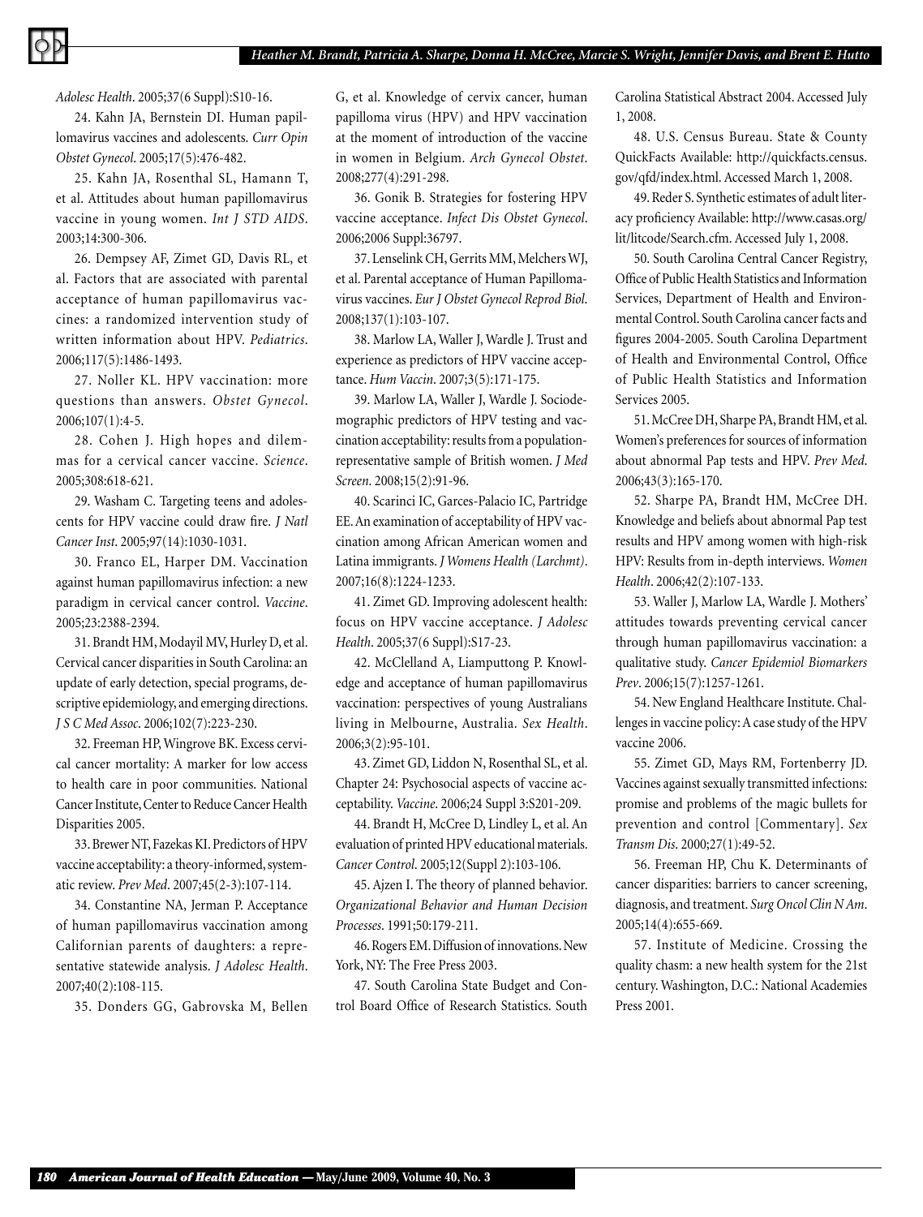*Adolesc Health*. 2005;37(6 Suppl):S10-16.

24. Kahn JA, Bernstein DI. Human papillomavirus vaccines and adolescents. *Curr Opin Obstet Gynecol*. 2005;17(5):476-482.

25. Kahn JA, Rosenthal SL, Hamann T, et al. Attitudes about human papillomavirus vaccine in young women. *Int J STD AIDS*. 2003;14:300-306.

26. Dempsey AF, Zimet GD, Davis RL, et al. Factors that are associated with parental acceptance of human papillomavirus vaccines: a randomized intervention study of written information about HPV. *Pediatrics*. 2006;117(5):1486-1493.

27. Noller KL. HPV vaccination: more questions than answers. *Obstet Gynecol*. 2006;107(1):4-5.

28. Cohen J. High hopes and dilemmas for a cervical cancer vaccine. *Science*. 2005;308:618-621.

29. Washam C. Targeting teens and adolescents for HPV vaccine could draw fire. *J Natl Cancer Inst*. 2005;97(14):1030-1031.

30. Franco EL, Harper DM. Vaccination against human papillomavirus infection: a new paradigm in cervical cancer control. *Vaccine*. 2005;23:2388-2394.

31. Brandt HM, Modayil MV, Hurley D, et al. Cervical cancer disparities in South Carolina: an update of early detection, special programs, descriptive epidemiology, and emerging directions. *J S C Med Assoc*. 2006;102(7):223-230.

32. Freeman HP, Wingrove BK. Excess cervical cancer mortality: A marker for low access to health care in poor communities. National Cancer Institute, Center to Reduce Cancer Health Disparities 2005.

33. Brewer NT, Fazekas KI. Predictors of HPV vaccine acceptability: a theory-informed, systematic review. *Prev Med*. 2007;45(2-3):107-114.

34. Constantine NA, Jerman P. Acceptance of human papillomavirus vaccination among Californian parents of daughters: a representative statewide analysis. *J Adolesc Health*. 2007;40(2):108-115.

35. Donders GG, Gabrovska M, Bellen G, et al. Knowledge of cervix cancer, human papilloma virus (HPV) and HPV vaccination at the moment of introduction of the vaccine in women in Belgium. *Arch Gynecol Obstet*. 2008;277(4):291-298.

36. Gonik B. Strategies for fostering HPV vaccine acceptance. *Infect Dis Obstet Gynecol*. 2006;2006 Suppl:36797.

37. Lenselink CH, Gerrits MM, Melchers WJ, et al. Parental acceptance of Human Papillomavirus vaccines. *Eur J Obstet Gynecol Reprod Biol*. 2008;137(1):103-107.

38. Marlow LA, Waller J, Wardle J. Trust and experience as predictors of HPV vaccine acceptance. *Hum Vaccin*. 2007;3(5):171-175.

39. Marlow LA, Waller J, Wardle J. Sociodemographic predictors of HPV testing and vaccination acceptability: results from a population-representative sample of British women. *J Med Screen*. 2008;15(2):91-96.

40. Scarinci IC, Garces-Palacio IC, Partridge EE. An examination of acceptability of HPV vaccination among African American women and Latina immigrants. *J Womens Health (Larchmt)*. 2007;16(8):1224-1233.

41. Zimet GD. Improving adolescent health: focus on HPV vaccine acceptance. *J Adolesc Health*. 2005;37(6 Suppl):S17-23.

42. McClelland A, Liamputtong P. Knowledge and acceptance of human papillomavirus vaccination: perspectives of young Australians living in Melbourne, Australia. *Sex Health*. 2006;3(2):95-101.

43. Zimet GD, Liddon N, Rosenthal SL, et al. Chapter 24: Psychosocial aspects of vaccine acceptability. *Vaccine*. 2006;24 Suppl 3:S201-209.

44. Brandt H, McCree D, Lindley L, et al. An evaluation of printed HPV educational materials. *Cancer Control*. 2005;12(Suppl 2):103-106.

45. Ajzen I. The theory of planned behavior. *Organizational Behavior and Human Decision Processes*. 1991;50:179-211.

46. Rogers EM. Diffusion of innovations. New York, NY: The Free Press 2003.

47. South Carolina State Budget and Control Board Office of Research Statistics. South Carolina Statistical Abstract 2004. Accessed July 1, 2008.

48. U.S. Census Bureau. State & County QuickFacts Available: http://quickfacts.census.gov/qfd/index.html. Accessed March 1, 2008.

49. Reder S. Synthetic estimates of adult literacy proficiency Available: http://www.casas.org/lit/litcode/Search.cfm. Accessed July 1, 2008.

50. South Carolina Central Cancer Registry, Office of Public Health Statistics and Information Services, Department of Health and Environmental Control. South Carolina cancer facts and figures 2004-2005. South Carolina Department of Health and Environmental Control, Office of Public Health Statistics and Information Services 2005.

51. McCree DH, Sharpe PA, Brandt HM, et al. Women's preferences for sources of information about abnormal Pap tests and HPV. *Prev Med*. 2006;43(3):165-170.

52. Sharpe PA, Brandt HM, McCree DH. Knowledge and beliefs about abnormal Pap test results and HPV among women with high-risk HPV: Results from in-depth interviews. *Women Health*. 2006;42(2):107-133.

53. Waller J, Marlow LA, Wardle J. Mothers' attitudes towards preventing cervical cancer through human papillomavirus vaccination: a qualitative study. *Cancer Epidemiol Biomarkers Prev*. 2006;15(7):1257-1261.

54. New England Healthcare Institute. Challenges in vaccine policy: A case study of the HPV vaccine 2006.

55. Zimet GD, Mays RM, Fortenberry JD. Vaccines against sexually transmitted infections: promise and problems of the magic bullets for prevention and control [Commentary]. *Sex Transm Dis*. 2000;27(1):49-52.

56. Freeman HP, Chu K. Determinants of cancer disparities: barriers to cancer screening, diagnosis, and treatment. *Surg Oncol Clin N Am*. 2005;14(4):655-669.

57. Institute of Medicine. Crossing the quality chasm: a new health system for the 21st century. Washington, D.C.: National Academies Press 2001.